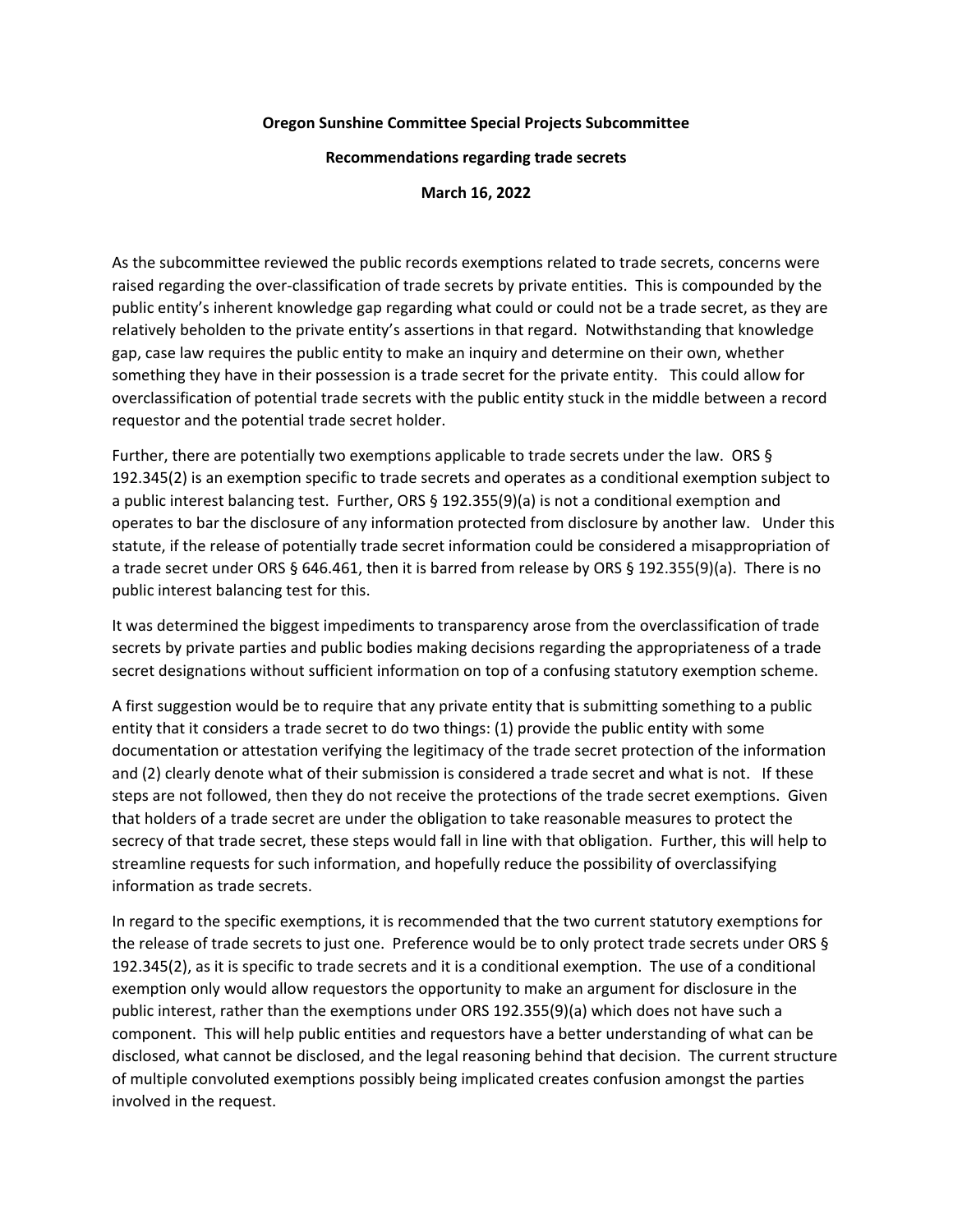**Oregon Sunshine Committee Special Projects Subcommittee**

**Recommendations regarding trade secrets**

**March 16, 2022**

As the subcommittee reviewed the public records exemptions related to trade secrets, concerns were raised regarding the over-classification of trade secrets by private entities. This is compounded by the public entity's inherent knowledge gap regarding what could or could not be a trade secret, as they are relatively beholden to the private entity's assertions in that regard. Notwithstanding that knowledge gap, case law requires the public entity to make an inquiry and determine on their own, whether something they have in their possession is a trade secret for the private entity. This could allow for overclassification of potential trade secrets with the public entity stuck in the middle between a record requestor and the potential trade secret holder.

Further, there are potentially two exemptions applicable to trade secrets under the law. ORS § 192.345(2) is an exemption specific to trade secrets and operates as a conditional exemption subject to a public interest balancing test. Further, ORS § 192.355(9)(a) is not a conditional exemption and operates to bar the disclosure of any information protected from disclosure by another law. Under this statute, if the release of potentially trade secret information could be considered a misappropriation of a trade secret under ORS § 646.461, then it is barred from release by ORS § 192.355(9)(a). There is no public interest balancing test for this.

It was determined the biggest impediments to transparency arose from the overclassification of trade secrets by private parties and public bodies making decisions regarding the appropriateness of a trade secret designations without sufficient information on top of a confusing statutory exemption scheme.

A first suggestion would be to require that any private entity that is submitting something to a public entity that it considers a trade secret to do two things: (1) provide the public entity with some documentation or attestation verifying the legitimacy of the trade secret protection of the information and (2) clearly denote what of their submission is considered a trade secret and what is not. If these steps are not followed, then they do not receive the protections of the trade secret exemptions. Given that holders of a trade secret are under the obligation to take reasonable measures to protect the secrecy of that trade secret, these steps would fall in line with that obligation. Further, this will help to streamline requests for such information, and hopefully reduce the possibility of overclassifying information as trade secrets.

In regard to the specific exemptions, it is recommended that the two current statutory exemptions for the release of trade secrets to just one. Preference would be to only protect trade secrets under ORS § 192.345(2), as it is specific to trade secrets and it is a conditional exemption. The use of a conditional exemption only would allow requestors the opportunity to make an argument for disclosure in the public interest, rather than the exemptions under ORS 192.355(9)(a) which does not have such a component. This will help public entities and requestors have a better understanding of what can be disclosed, what cannot be disclosed, and the legal reasoning behind that decision. The current structure of multiple convoluted exemptions possibly being implicated creates confusion amongst the parties involved in the request.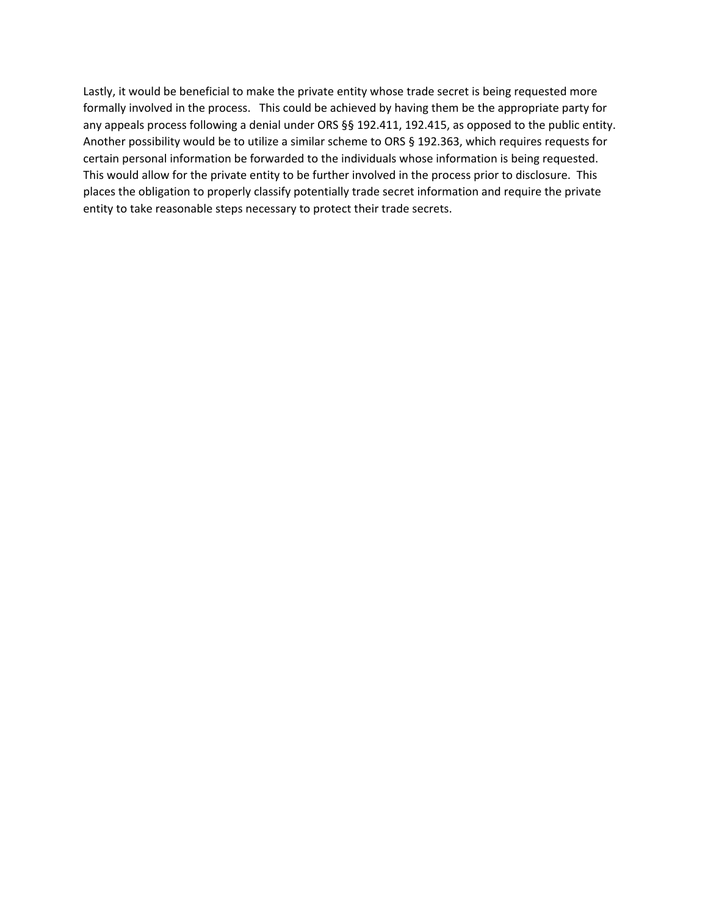Lastly, it would be beneficial to make the private entity whose trade secret is being requested more formally involved in the process. This could be achieved by having them be the appropriate party for any appeals process following a denial under ORS §§ 192.411, 192.415, as opposed to the public entity. Another possibility would be to utilize a similar scheme to ORS § 192.363, which requires requests for certain personal information be forwarded to the individuals whose information is being requested. This would allow for the private entity to be further involved in the process prior to disclosure. This places the obligation to properly classify potentially trade secret information and require the private entity to take reasonable steps necessary to protect their trade secrets.